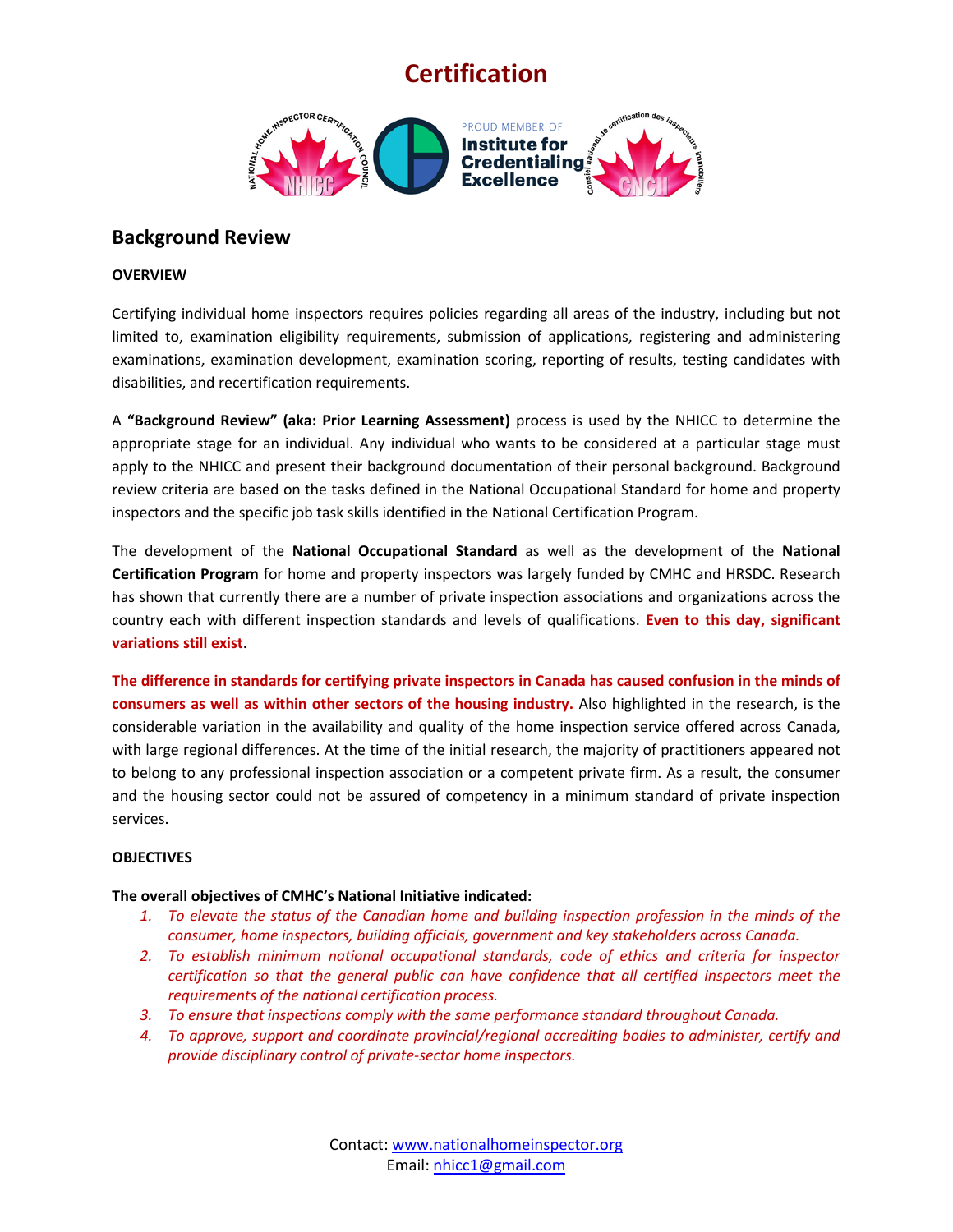# Certification

## Background Review

**OVERVIEW**

Certifying individual home inspectors requires policies regarding all areas of the industry, including but not limited to, examination eligibility requirements, submission of applications, registering and administering examinations, examination development, examination scoring, reporting of results, testing candidates with disabilities, and recertification requirements.

A **"Background Review" (aka: Prior Learning Assessment)** process is used by the NHICC to determine the appropriate stage for an individual. Any individual who wants to be considered at a particular stage must apply to the NHICC and present their background documentation of their personal background. Background review criteria are based on the tasks defined in the National Occupational Standard for home and property inspectors and the specific job task skills identified in the National Certification Program.

The development of the **National Occupational Standard** as well as the development of the **National Certification Program** for home and property inspectors was largely funded by CMHC and HRSDC. Research has shown that currently there are a number of private inspection associations and organizations across the country each with different inspection standards and levels of qualifications. **Even to this day, significant variations still exist**.

**The difference in standards for certifying private inspectors in Canada has caused confusion in the minds of consumers as well as within other sectors of the housing industry.** Also highlighted in the research, is the considerable variation in the availability and quality of the home inspection service offered across Canada, with large regional differences. At the time of the initial research, the majority of practitioners appeared not to belong to any professional inspection association or a competent private firm. As a result, the consumer and the housing sector could not be assured of competency in a minimum standard of private inspection services.

**OBJECTIVES**

**The overall objectives of CMHC's National Initiative indicated:**

1. *To elevate the status of the Canadian home and building inspection profession in the minds of the consumer, home inspectors, building officials, government and key stakeholders across Canada.*
2. *To establish minimum national occupational standards, code of ethics and criteria for inspector certification so that the general public can have confidence that all certified inspectors meet the requirements of the national certification process.*
3. *To ensure that inspections comply with the same performance standard throughout Canada.*
4. *To approve, support and coordinate provincial/regional accrediting bodies to administer, certify and provide disciplinary control of private-sector home inspectors.*

Contact: www.nationalhomeinspector.org
Email: nhicc1@gmail.com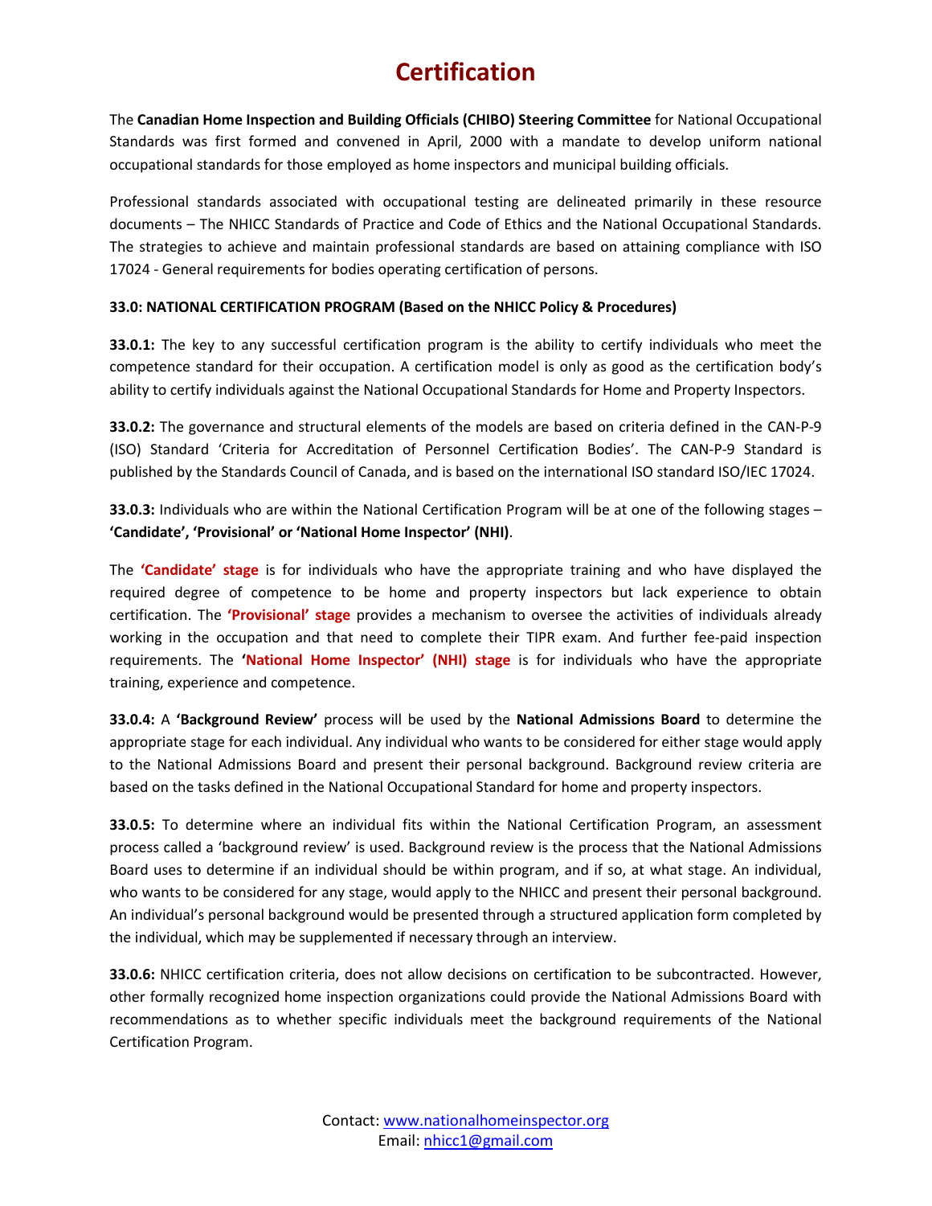# Certification

The **Canadian Home Inspection and Building Officials (CHIBO) Steering Committee** for National Occupational Standards was first formed and convened in April, 2000 with a mandate to develop uniform national occupational standards for those employed as home inspectors and municipal building officials.

Professional standards associated with occupational testing are delineated primarily in these resource documents – The NHICC Standards of Practice and Code of Ethics and the National Occupational Standards. The strategies to achieve and maintain professional standards are based on attaining compliance with ISO 17024 - General requirements for bodies operating certification of persons.

**33.0: NATIONAL CERTIFICATION PROGRAM (Based on the NHICC Policy & Procedures)**

**33.0.1:** The key to any successful certification program is the ability to certify individuals who meet the competence standard for their occupation. A certification model is only as good as the certification body's ability to certify individuals against the National Occupational Standards for Home and Property Inspectors.

**33.0.2:** The governance and structural elements of the models are based on criteria defined in the CAN-P-9 (ISO) Standard 'Criteria for Accreditation of Personnel Certification Bodies'. The CAN-P-9 Standard is published by the Standards Council of Canada, and is based on the international ISO standard ISO/IEC 17024.

**33.0.3:** Individuals who are within the National Certification Program will be at one of the following stages – **'Candidate', 'Provisional' or 'National Home Inspector' (NHI)**.

The **'Candidate' stage** is for individuals who have the appropriate training and who have displayed the required degree of competence to be home and property inspectors but lack experience to obtain certification. The **'Provisional' stage** provides a mechanism to oversee the activities of individuals already working in the occupation and that need to complete their TIPR exam. And further fee-paid inspection requirements. The **'National Home Inspector' (NHI) stage** is for individuals who have the appropriate training, experience and competence.

**33.0.4:** A **'Background Review'** process will be used by the **National Admissions Board** to determine the appropriate stage for each individual. Any individual who wants to be considered for either stage would apply to the National Admissions Board and present their personal background. Background review criteria are based on the tasks defined in the National Occupational Standard for home and property inspectors.

**33.0.5:** To determine where an individual fits within the National Certification Program, an assessment process called a 'background review' is used. Background review is the process that the National Admissions Board uses to determine if an individual should be within program, and if so, at what stage. An individual, who wants to be considered for any stage, would apply to the NHICC and present their personal background. An individual's personal background would be presented through a structured application form completed by the individual, which may be supplemented if necessary through an interview.

**33.0.6:** NHICC certification criteria, does not allow decisions on certification to be subcontracted. However, other formally recognized home inspection organizations could provide the National Admissions Board with recommendations as to whether specific individuals meet the background requirements of the National Certification Program.

Contact: www.nationalhomeinspector.org
Email: nhicc1@gmail.com